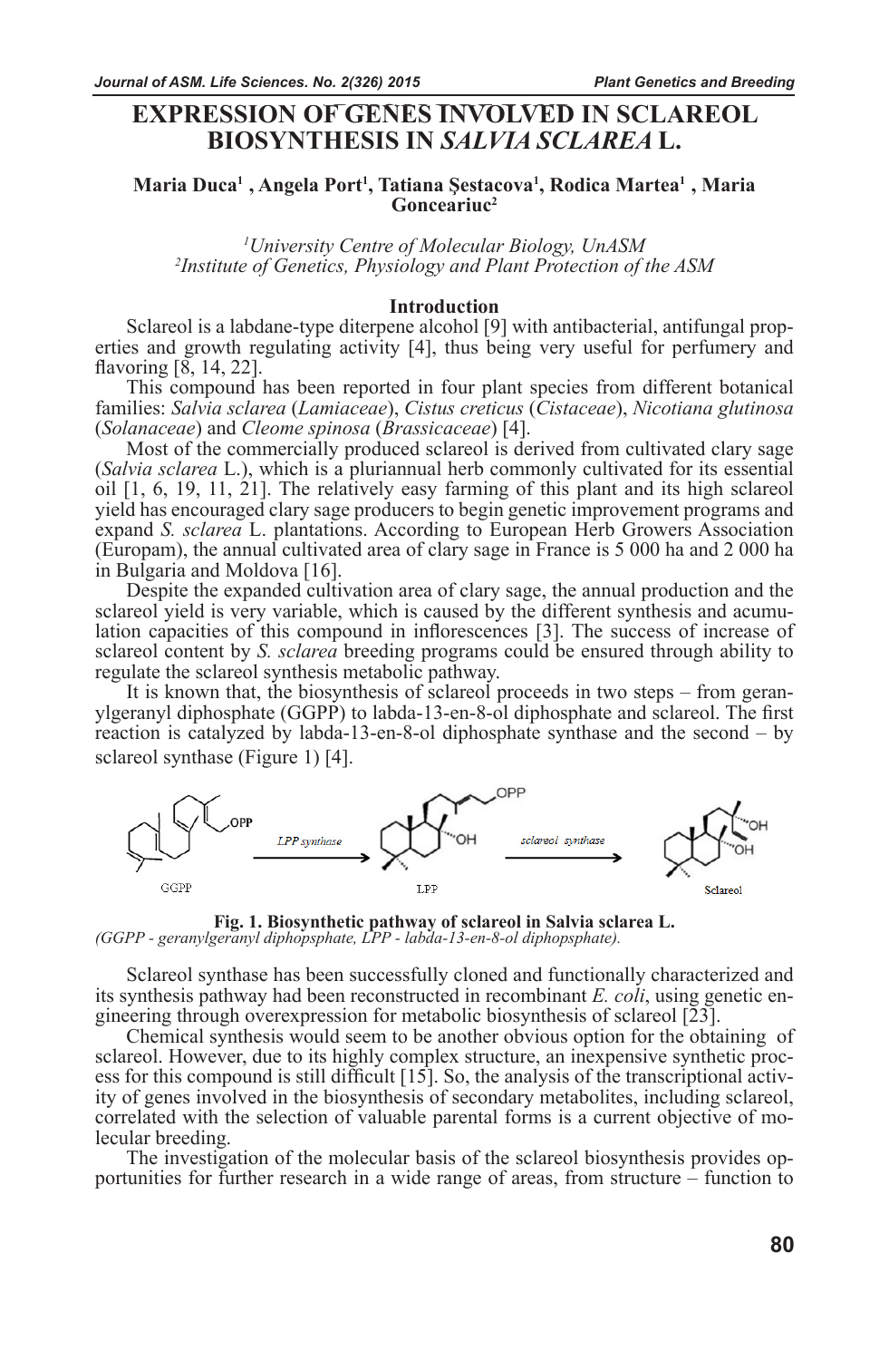# EXPRESSION OF GENES INVOLVED IN SCLAREOL BIOSYNTHESIS IN *SALVIA SCLAREA* L.

**Maria Duca[1] , Angela Port[1], Tatiana Şestacova[1], Rodica Martea[1] , Maria Gonceariuc[2]**

*[1]University Centre of Molecular Biology, UnASM*
*[2]Institute of Genetics, Physiology and Plant Protection of the ASM*

## Introduction

Sclareol is a labdane-type diterpene alcohol [9] with antibacterial, antifungal properties and growth regulating activity [4], thus being very useful for perfumery and flavoring [8, 14, 22].

This compound has been reported in four plant species from different botanical families: *Salvia sclarea* (*Lamiaceae*), *Cistus creticus* (*Cistaceae*), *Nicotiana glutinosa* (*Solanaceae*) and *Cleome spinosa* (*Brassicaceae*) [4].

Most of the commercially produced sclareol is derived from cultivated clary sage (*Salvia sclarea* L.), which is a pluriannual herb commonly cultivated for its essential oil [1, 6, 19, 11, 21]. The relatively easy farming of this plant and its high sclareol yield has encouraged clary sage producers to begin genetic improvement programs and expand *S. sclarea* L. plantations. According to European Herb Growers Association (Europam), the annual cultivated area of clary sage in France is 5 000 ha and 2 000 ha in Bulgaria and Moldova [16].

Despite the expanded cultivation area of clary sage, the annual production and the sclareol yield is very variable, which is caused by the different synthesis and accumulation capacities of this compound in inflorescences [3]. The success of increase of sclareol content by *S. sclarea* breeding programs could be ensured through ability to regulate the sclareol synthesis metabolic pathway.

It is known that, the biosynthesis of sclareol proceeds in two steps – from geranylgeranyl diphosphate (GGPP) to labda-13-en-8-ol diphosphate and sclareol. The first reaction is catalyzed by labda-13-en-8-ol diphosphate synthase and the second – by sclareol synthase (Figure 1) [4].

**Fig. 1. Biosynthetic pathway of sclareol in Salvia sclarea L.**
*(GGPP - geranylgeranyl diphopsphate, LPP - labda-13-en-8-ol diphopsphate).*

Sclareol synthase has been successfully cloned and functionally characterized and its synthesis pathway had been reconstructed in recombinant *E. coli*, using genetic engineering through overexpression for metabolic biosynthesis of sclareol [23].

Chemical synthesis would seem to be another obvious option for the obtaining of sclareol. However, due to its highly complex structure, an inexpensive synthetic process for this compound is still difficult [15]. So, the analysis of the transcriptional activity of genes involved in the biosynthesis of secondary metabolites, including sclareol, correlated with the selection of valuable parental forms is a current objective of molecular breeding.

The investigation of the molecular basis of the sclareol biosynthesis provides opportunities for further research in a wide range of areas, from structure – function to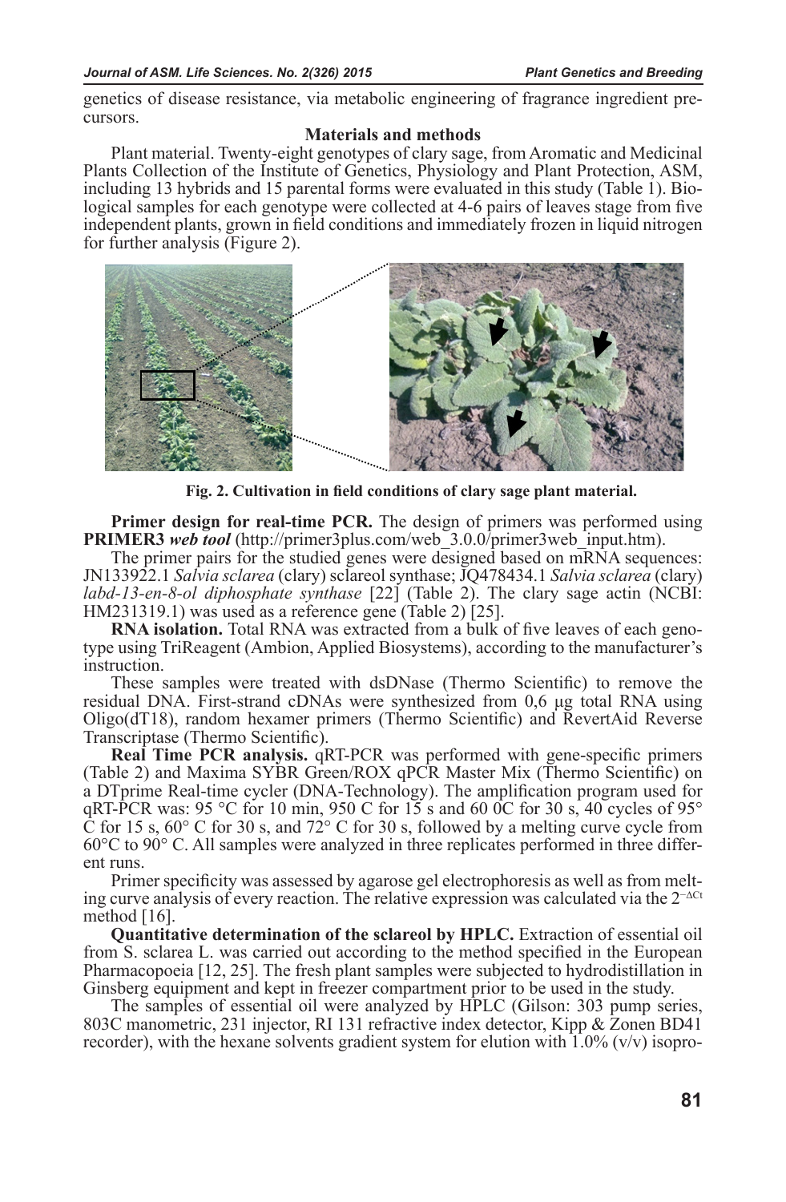genetics of disease resistance, via metabolic engineering of fragrance ingredient precursors.

## Materials and methods

Plant material. Twenty-eight genotypes of clary sage, from Aromatic and Medicinal Plants Collection of the Institute of Genetics, Physiology and Plant Protection, ASM, including 13 hybrids and 15 parental forms were evaluated in this study (Table 1). Biological samples for each genotype were collected at 4-6 pairs of leaves stage from five independent plants, grown in field conditions and immediately frozen in liquid nitrogen for further analysis (Figure 2).

**Fig. 2. Cultivation in field conditions of clary sage plant material.**

**Primer design for real-time PCR.** The design of primers was performed using **PRIMER3** ***web tool*** (http://primer3plus.com/web_3.0.0/primer3web_input.htm).

The primer pairs for the studied genes were designed based on mRNA sequences: JN133922.1 *Salvia sclarea* (clary) sclareol synthase; JQ478434.1 *Salvia sclarea* (clary) *labd-13-en-8-ol diphosphate synthase* [22] (Table 2). The clary sage actin (NCBI: HM231319.1) was used as a reference gene (Table 2) [25].

**RNA isolation.** Total RNA was extracted from a bulk of five leaves of each genotype using TriReagent (Ambion, Applied Biosystems), according to the manufacturer's instruction.

These samples were treated with dsDNase (Thermo Scientific) to remove the residual DNA. First-strand cDNAs were synthesized from 0,6 μg total RNA using Oligo(dT18), random hexamer primers (Thermo Scientific) and RevertAid Reverse Transcriptase (Thermo Scientific).

**Real Time PCR analysis.** qRT-PCR was performed with gene-specific primers (Table 2) and Maxima SYBR Green/ROX qPCR Master Mix (Thermo Scientific) on a DTprime Real-time cycler (DNA-Technology). The amplification program used for qRT-PCR was: 95 °C for 10 min, 950 C for 15 s and 60 0C for 30 s, 40 cycles of 95° C for 15 s, 60° C for 30 s, and 72° C for 30 s, followed by a melting curve cycle from 60°C to 90° C. All samples were analyzed in three replicates performed in three different runs.

Primer specificity was assessed by agarose gel electrophoresis as well as from melting curve analysis of every reaction. The relative expression was calculated via the $2^{-\Delta Ct}$ method [16].

**Quantitative determination of the sclareol by HPLC.** Extraction of essential oil from S. sclarea L. was carried out according to the method specified in the European Pharmacopoeia [12, 25]. The fresh plant samples were subjected to hydrodistillation in Ginsberg equipment and kept in freezer compartment prior to be used in the study.

The samples of essential oil were analyzed by HPLC (Gilson: 303 pump series, 803C manometric, 231 injector, RI 131 refractive index detector, Kipp & Zonen BD41 recorder), with the hexane solvents gradient system for elution with 1.0% (v/v) isopro-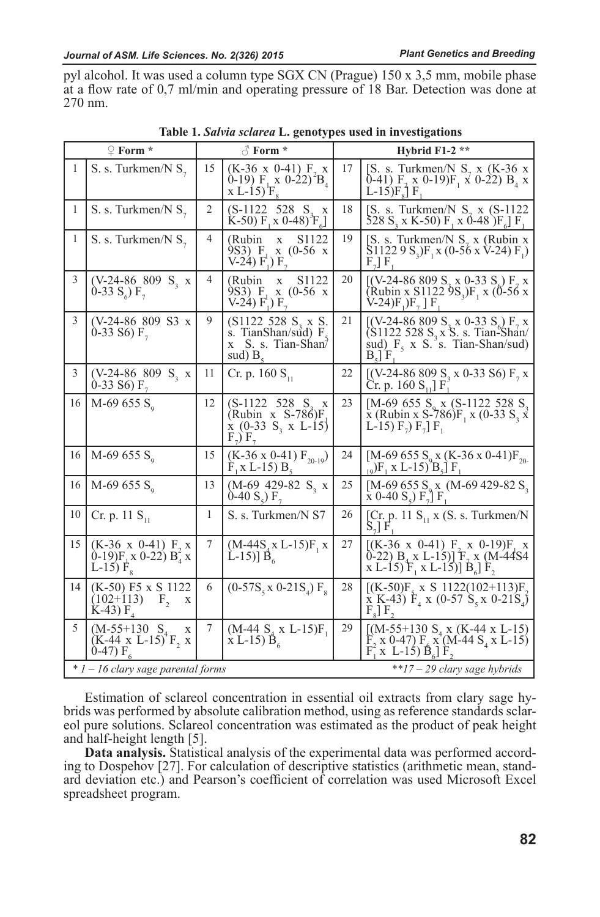pyl alcohol. It was used a column type SGX CN (Prague) 150 x 3,5 mm, mobile phase at a flow rate of 0,7 ml/min and operating pressure of 18 Bar. Detection was done at 270 nm.

**Table 1.** ***Salvia sclarea*** **L. genotypes used in investigations**

| ♀ Form * | | ♂ Form * | | Hybrid F1-2 ** | |
|---|---|---|---|---|---|
| 1 | S. s. Turkmen/N $S_7$ | 15 | (K-36 x 0-41) $F_2$ x 0-19) $F_1$ x 0-22) $B_4$ x L-15) $F_8$ | 17 | [S. s. Turkmen/N $S_7$ x (K-36 x 0-41) $F_2$ x 0-19)$F_1$ x 0-22) $B_4$ x L-15)$F_8$] $F_1$ |
| 1 | S. s. Turkmen/N $S_7$ | 2 | (S-1122 528 $S_3$ x K-50) $F_1$ x 0-48) $F_6$] | 18 | [S. s. Turkmen/N $S_7$ x (S-1122 528 $S_3$ x K-50) $F_1$ x 0-48 )$F_6$] $F_1$ |
| 1 | S. s. Turkmen/N $S_7$ | 4 | (Rubin x S1122 9S3) $F_1$ x (0-56 x V-24) $F_1$) $F_7$ | 19 | [S. s. Turkmen/N $S_7$ x (Rubin x S1122 9 $S_3$)$F_1$ x (0-56 x V-24) $F_1$) $F_7$] $F_1$ |
| 3 | (V-24-86 809 $S_3$ x 0-33 $S_6$) $F_7$ | 4 | (Rubin x S1122 9S3) $F_1$ x (0-56 x V-24) $F_1$) $F_7$ | 20 | [(V-24-86 809 $S_3$ x 0-33 $S_6$) $F_7$ x (Rubin x S1122 9$S_3$)$F_1$ x (0-56 x V-24)$F_1$)$F_7$ ] $F_1$ |
| 3 | (V-24-86 809 S3 x 0-33 S6) $F_7$ | 9 | (S1122 528 $S_3$ x S. s. TianShan/sud) $F_5$ x S. s. Tian-Shan/sud) $B_5$ | 21 | [(V-24-86 809 $S_3$ x 0-33 $S_6$) $F_7$ x (S1122 528 $S_3$ x S. s. Tian-Shan/sud) $F_5$ x S. s. Tian-Shan/sud) $B_5$] $F_1$ |
| 3 | (V-24-86 809 $S_3$ x 0-33 S6) $F_7$ | 11 | Cr. p. 160 $S_{11}$ | 22 | [(V-24-86 809 $S_3$ x 0-33 S6) $F_7$ x Cr. p. 160 $S_{11}$] $F_1$ |
| 16 | M-69 655 $S_9$ | 12 | (S-1122 528 $S_3$ x (Rubin x S-786)$F_1$ x (0-33 $S_3$ x L-15) $F_7$) $F_7$ | 23 | [M-69 655 $S_9$ x (S-1122 528 $S_3$ x (Rubin x S-786)$F_1$ x (0-33 $S_3$ x L-15) $F_7$) $F_7$] $F_1$ |
| 16 | M-69 655 $S_9$ | 15 | (K-36 x 0-41) $F_{20-19}$) $F_1$ x L-15) $B_5$ | 24 | [M-69 655 $S_9$ x (K-36 x 0-41)$F_{20-19}$)$F_1$ x L-15) $B_5$] $F_1$ |
| 16 | M-69 655 $S_9$ | 13 | (M-69 429-82 $S_3$ x 0-40 $S_5$) $F_7$ | 25 | [M-69 655 $S_9$ x (M-69 429-82 $S_3$ x 0-40 $S_5$) $F_7$] $F_1$ |
| 10 | Cr. p. 11 $S_{11}$ | 1 | S. s. Turkmen/N S7 | 26 | [Cr. p. 11 $S_{11}$ x (S. s. Turkmen/N $S_7$] $F_1$ |
| 15 | (K-36 x 0-41) $F_2$ x 0-19)$F_1$ x 0-22) $B_4$ x L-15) $F_8$ | 7 | (M-44$S_4$ x L-15)$F_1$ x L-15)] $B_6$ | 27 | [(K-36 x 0-41) $F_2$ x 0-19)$F_1$ x 0-22) $B_4$ x L-15)] $F_7$ x (M-44S4 x L-15) $F_1$ x L-15)] $B_6$] $F_2$ |
| 14 | (K-50) F5 x S 1122 (102+113) $F_2$ x K-43) $F_4$ | 6 | (0-57$S_5$ x 0-21$S_4$) $F_8$ | 28 | [(K-50)$F_5$ x S 1122(102+113)$F_2$ x K-43) $F_4$ x (0-57 $S_5$ x 0-21$S_4$) $F_8$] $F_2$ |
| 5 | (M-55+130 $S_4$ x (K-44 x L-15) $F_2$ x 0-47) $F_6$ | 7 | (M-44 $S_4$ x L-15)$F_1$ x L-15) $B_6$ | 29 | [(M-55+130 $S_4$ x (K-44 x L-15) $F_2$ x 0-47) $F_6$ x (M-44 $S_4$ x L-15) $F_1$ x L-15) $B_6$] $F_2$ |

*\* 1 – 16 clary sage parental forms* &nbsp;&nbsp;&nbsp;&nbsp; *\*\*17 – 29 clary sage hybrids*

Estimation of sclareol concentration in essential oil extracts from clary sage hybrids was performed by absolute calibration method, using as reference standards sclareol pure solutions. Sclareol concentration was estimated as the product of peak height and half-height length [5].

**Data analysis.** Statistical analysis of the experimental data was performed according to Dospehov [27]. For calculation of descriptive statistics (arithmetic mean, standard deviation etc.) and Pearson's coefficient of correlation was used Microsoft Excel spreadsheet program.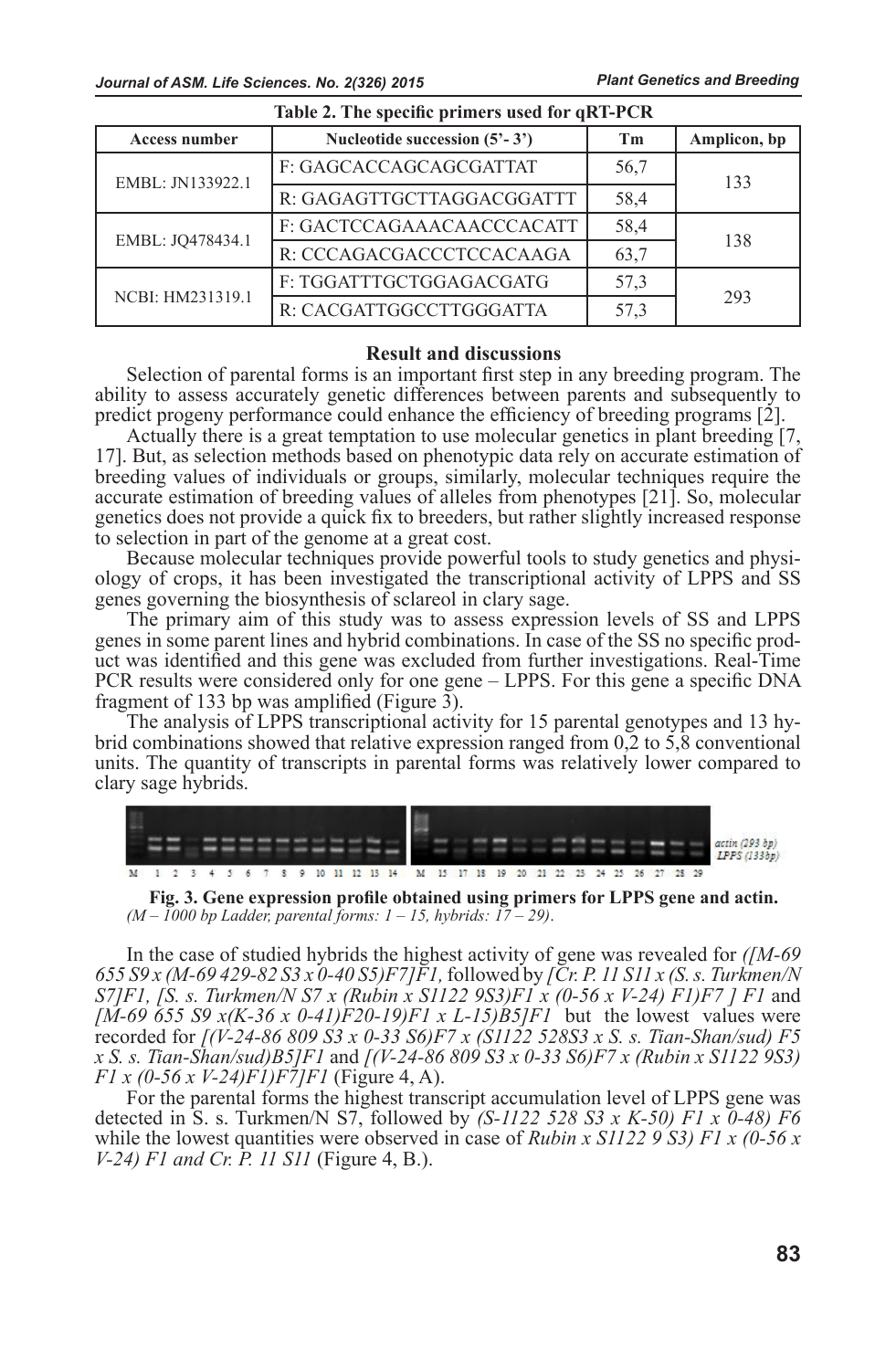**Table 2. The specific primers used for qRT-PCR**

| Access number | Nucleotide succession (5'- 3') | Tm | Amplicon, bp |
|---|---|---|---|
| EMBL: JN133922.1 | F: GAGCACCAGCAGCGATTAT | 56,7 | 133 |
| | R: GAGAGTTGCTTAGGACGGATTT | 58,4 | |
| EMBL: JQ478434.1 | F: GACTCCAGAAACAACCCACATT | 58,4 | 138 |
| | R: CCCAGACGACCCTCCACAAGA | 63,7 | |
| NCBI: HM231319.1 | F: TGGATTTGCTGGAGACGATG | 57,3 | 293 |
| | R: CACGATTGGCCTTGGGATTA | 57,3 | |

## Result and discussions

Selection of parental forms is an important first step in any breeding program. The ability to assess accurately genetic differences between parents and subsequently to predict progeny performance could enhance the efficiency of breeding programs [2].

Actually there is a great temptation to use molecular genetics in plant breeding [7, 17]. But, as selection methods based on phenotypic data rely on accurate estimation of breeding values of individuals or groups, similarly, molecular techniques require the accurate estimation of breeding values of alleles from phenotypes [21]. So, molecular genetics does not provide a quick fix to breeders, but rather slightly increased response to selection in part of the genome at a great cost.

Because molecular techniques provide powerful tools to study genetics and physiology of crops, it has been investigated the transcriptional activity of LPPS and SS genes governing the biosynthesis of sclareol in clary sage.

The primary aim of this study was to assess expression levels of SS and LPPS genes in some parent lines and hybrid combinations. In case of the SS no specific product was identified and this gene was excluded from further investigations. Real-Time PCR results were considered only for one gene – LPPS. For this gene a specific DNA fragment of 133 bp was amplified (Figure 3).

The analysis of LPPS transcriptional activity for 15 parental genotypes and 13 hybrid combinations showed that relative expression ranged from 0,2 to 5,8 conventional units. The quantity of transcripts in parental forms was relatively lower compared to clary sage hybrids.

**Fig. 3. Gene expression profile obtained using primers for LPPS gene and actin.**
*(M – 1000 bp Ladder, parental forms: 1 – 15, hybrids: 17 – 29).*

In the case of studied hybrids the highest activity of gene was revealed for *([M-69 655 S9 x (M-69 429-82 S3 x 0-40 S5)F7]F1,* followed by *[Cr. P. 11 S11 x (S. s. Turkmen/N S7]F1, [S. s. Turkmen/N S7 x (Rubin x S1122 9S3)F1 x (0-56 x V-24) F1)F7 ] F1* and *[M-69 655 S9 x(K-36 x 0-41)F20-19)F1 x L-15)B5]F1* but the lowest values were recorded for *[(V-24-86 809 S3 x 0-33 S6)F7 x (S1122 528S3 x S. s. Tian-Shan/sud) F5 x S. s. Tian-Shan/sud)B5]F1* and *[(V-24-86 809 S3 x 0-33 S6)F7 x (Rubin x S1122 9S3) F1 x (0-56 x V-24)F1)F7]F1* (Figure 4, A).

For the parental forms the highest transcript accumulation level of LPPS gene was detected in S. s. Turkmen/N S7, followed by *(S-1122 528 S3 x K-50) F1 x 0-48) F6* while the lowest quantities were observed in case of *Rubin x S1122 9 S3) F1 x (0-56 x V-24) F1 and Cr. P. 11 S11* (Figure 4, B.).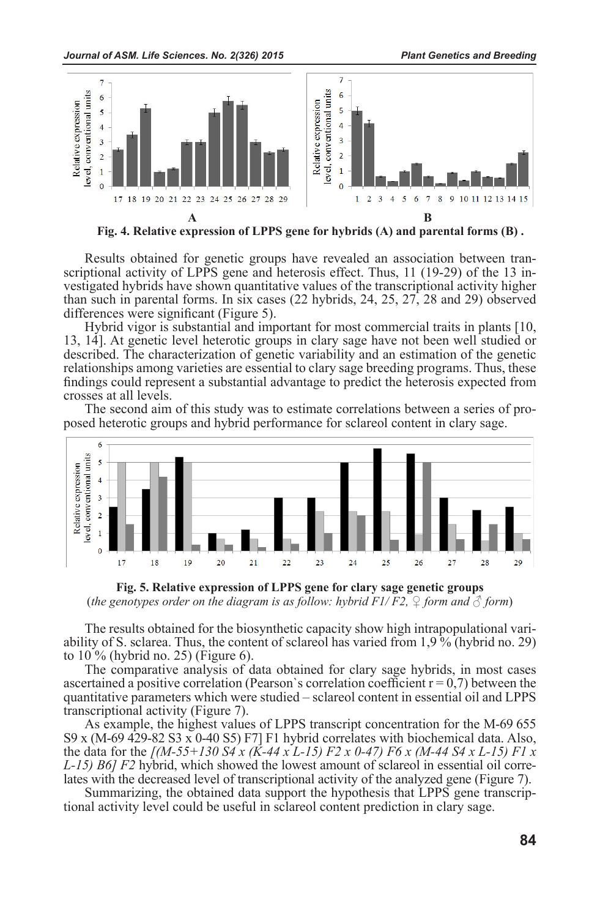Fig. 4. Relative expression of LPPS gene for hybrids (A) and parental forms (B) .

Results obtained for genetic groups have revealed an association between transcriptional activity of LPPS gene and heterosis effect. Thus, 11 (19-29) of the 13 investigated hybrids have shown quantitative values of the transcriptional activity higher than such in parental forms. In six cases (22 hybrids, 24, 25, 27, 28 and 29) observed differences were significant (Figure 5).

Hybrid vigor is substantial and important for most commercial traits in plants [10, 13, 14]. At genetic level heterotic groups in clary sage have not been well studied or described. The characterization of genetic variability and an estimation of the genetic relationships among varieties are essential to clary sage breeding programs. Thus, these findings could represent a substantial advantage to predict the heterosis expected from crosses at all levels.

The second aim of this study was to estimate correlations between a series of proposed heterotic groups and hybrid performance for sclareol content in clary sage.

**Fig. 5. Relative expression of LPPS gene for clary sage genetic groups**
(*the genotypes order on the diagram is as follow: hybrid F1/ F2, ♀ form and ♂ form*)

The results obtained for the biosynthetic capacity show high intrapopulational variability of S. sclarea. Thus, the content of sclareol has varied from 1,9 % (hybrid no. 29) to 10 % (hybrid no. 25) (Figure 6).

The comparative analysis of data obtained for clary sage hybrids, in most cases ascertained a positive correlation (Pearson`s correlation coefficient r = 0,7) between the quantitative parameters which were studied – sclareol content in essential oil and LPPS transcriptional activity (Figure 7).

As example, the highest values of LPPS transcript concentration for the M-69 655 S9 x (M-69 429-82 S3 x 0-40 S5) F7] F1 hybrid correlates with biochemical data. Also, the data for the *[(M-55+130 S4 x (K-44 x L-15) F2 x 0-47) F6 x (M-44 S4 x L-15) F1 x L-15) B6] F2* hybrid, which showed the lowest amount of sclareol in essential oil correlates with the decreased level of transcriptional activity of the analyzed gene (Figure 7).

Summarizing, the obtained data support the hypothesis that LPPS gene transcriptional activity level could be useful in sclareol content prediction in clary sage.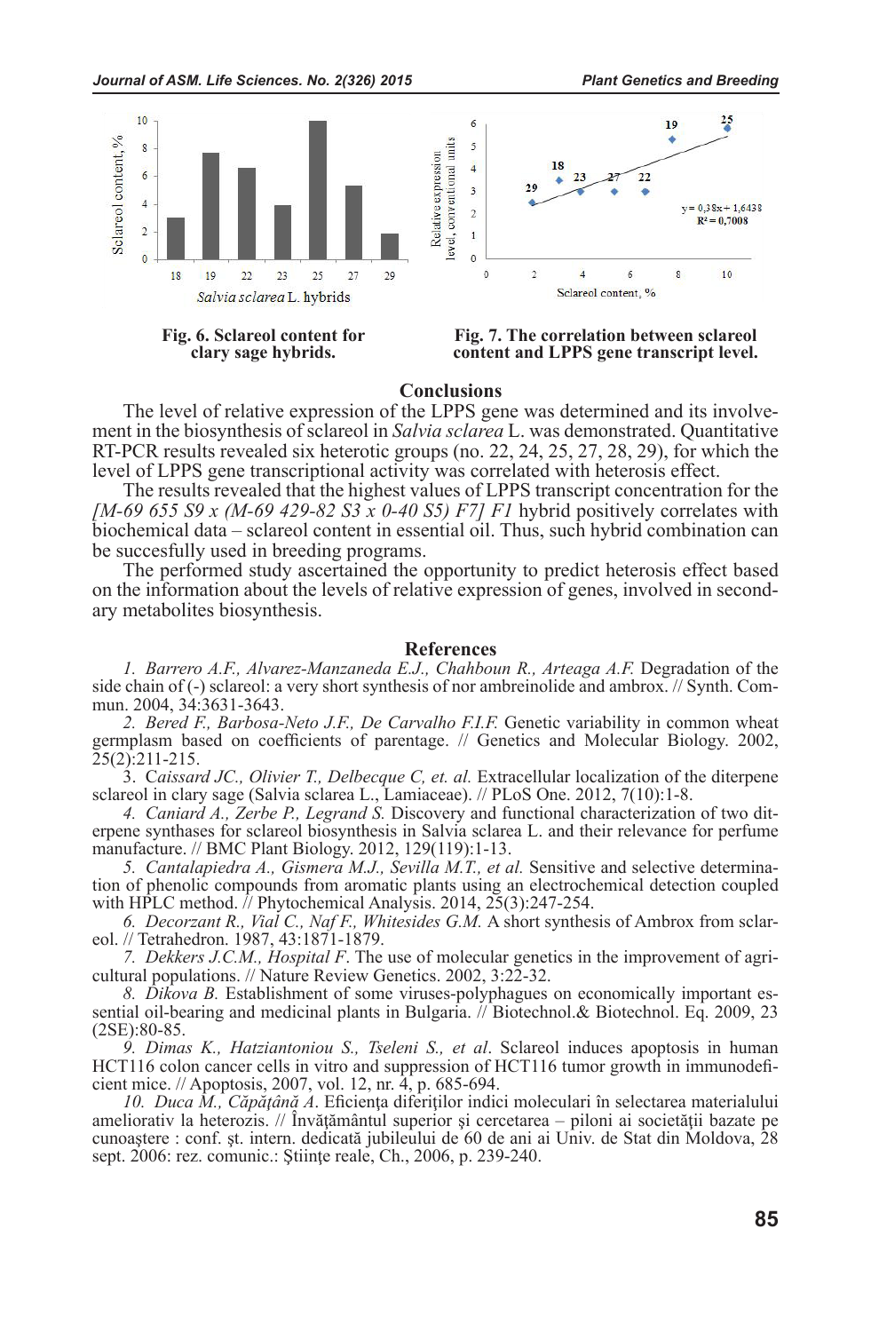Fig. 6. Sclareol content for clary sage hybrids.

Fig. 7. The correlation between sclareol content and LPPS gene transcript level.

## Conclusions

The level of relative expression of the LPPS gene was determined and its involvement in the biosynthesis of sclareol in *Salvia sclarea* L. was demonstrated. Quantitative RT-PCR results revealed six heterotic groups (no. 22, 24, 25, 27, 28, 29), for which the level of LPPS gene transcriptional activity was correlated with heterosis effect.

The results revealed that the highest values of LPPS transcript concentration for the *[M-69 655 S9 x (M-69 429-82 S3 x 0-40 S5) F7] F1* hybrid positively correlates with biochemical data – sclareol content in essential oil. Thus, such hybrid combination can be succesfully used in breeding programs.

The performed study ascertained the opportunity to predict heterosis effect based on the information about the levels of relative expression of genes, involved in secondary metabolites biosynthesis.

## References

1. *Barrero A.F., Alvarez-Manzaneda E.J., Chahboun R., Arteaga A.F.* Degradation of the side chain of (-) sclareol: a very short synthesis of nor ambreinolide and ambrox. // Synth. Commun. 2004, 34:3631-3643.

2. *Bered F., Barbosa-Neto J.F., De Carvalho F.I.F.* Genetic variability in common wheat germplasm based on coefficients of parentage. // Genetics and Molecular Biology. 2002, 25(2):211-215.

3. C*aissard JC., Olivier T., Delbecque C, et. al.* Extracellular localization of the diterpene sclareol in clary sage (Salvia sclarea L., Lamiaceae). // PLoS One. 2012, 7(10):1-8.

4. *Caniard A., Zerbe P., Legrand S.* Discovery and functional characterization of two diterpene synthases for sclareol biosynthesis in Salvia sclarea L. and their relevance for perfume manufacture. // BMC Plant Biology. 2012, 129(119):1-13.

5. *Cantalapiedra A., Gismera M.J., Sevilla M.T., et al.* Sensitive and selective determination of phenolic compounds from aromatic plants using an electrochemical detection coupled with HPLC method. // Phytochemical Analysis. 2014, 25(3):247-254.

6. *Decorzant R., Vial C., Naf F., Whitesides G.M.* A short synthesis of Ambrox from sclareol. // Tetrahedron. 1987, 43:1871-1879.

7. *Dekkers J.C.M., Hospital F*. The use of molecular genetics in the improvement of agricultural populations. // Nature Review Genetics. 2002, 3:22-32.

8. *Dikova B.* Establishment of some viruses-polyphagues on economically important essential oil-bearing and medicinal plants in Bulgaria. // Biotechnol.& Biotechnol. Eq. 2009, 23 (2SE):80-85.

9. *Dimas K., Hatziantoniou S., Tseleni S., et al*. Sclareol induces apoptosis in human HCT116 colon cancer cells in vitro and suppression of HCT116 tumor growth in immunodeficient mice. // Apoptosis, 2007, vol. 12, nr. 4, p. 685-694.

10. *Duca M., Căpăţână A*. Eficienţa diferiţilor indici moleculari în selectarea materialului ameliorativ la heterozis. // Învăţământul superior şi cercetarea – piloni ai societăţii bazate pe cunoaştere : conf. şt. intern. dedicată jubileului de 60 de ani ai Univ. de Stat din Moldova, 28 sept. 2006: rez. comunic.: Ştiinţe reale, Ch., 2006, p. 239-240.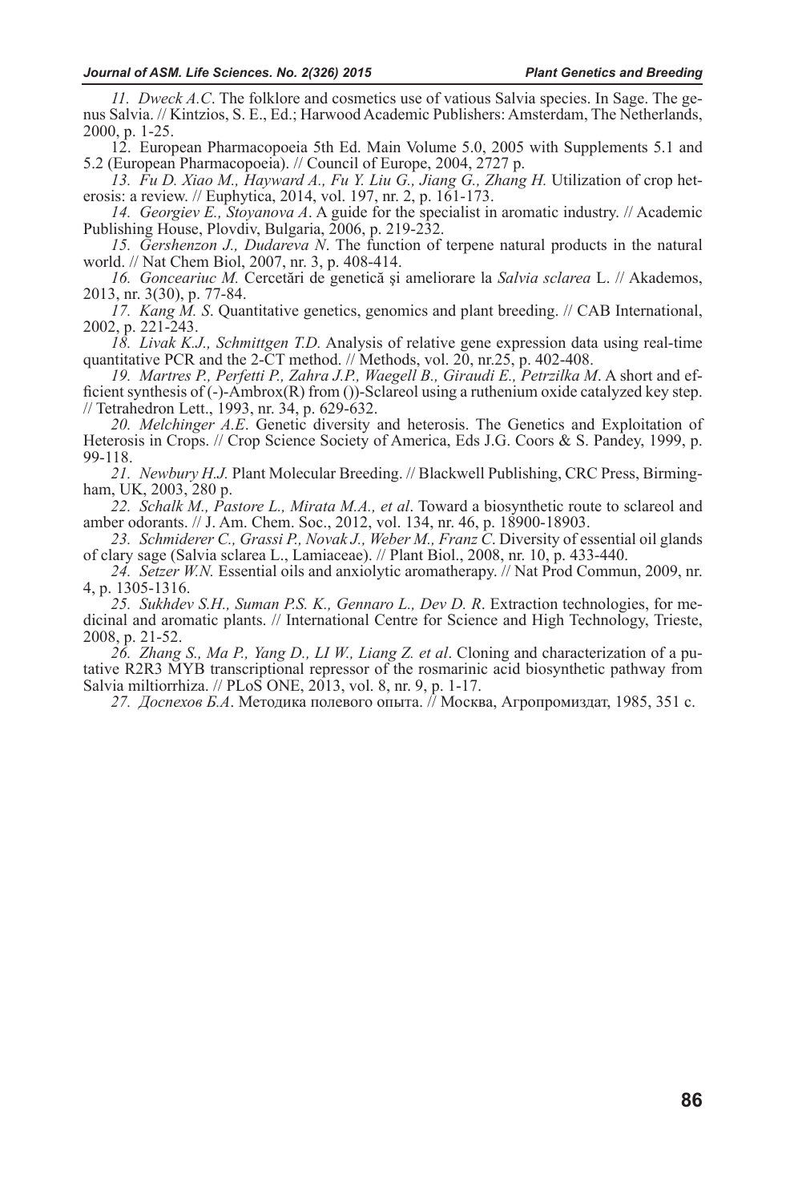11. *Dweck A.C*. The folklore and cosmetics use of vatious Salvia species. In Sage. The genus Salvia. // Kintzios, S. E., Ed.; Harwood Academic Publishers: Amsterdam, The Netherlands, 2000, p. 1-25.

12. European Pharmacopoeia 5th Ed. Main Volume 5.0, 2005 with Supplements 5.1 and 5.2 (European Pharmacopoeia). // Council of Europe, 2004, 2727 p.

13. *Fu D. Xiao M., Hayward A., Fu Y. Liu G., Jiang G., Zhang H.* Utilization of crop heterosis: a review. // Euphytica, 2014, vol. 197, nr. 2, p. 161-173.

14. *Georgiev E., Stoyanova A*. A guide for the specialist in aromatic industry. // Academic Publishing House, Plovdiv, Bulgaria, 2006, p. 219-232.

15. *Gershenzon J., Dudareva N*. The function of terpene natural products in the natural world. // Nat Chem Biol, 2007, nr. 3, p. 408-414.

16. *Ganceariuc M.* Cercetări de genetică şi ameliorare la *Salvia sclarea* L. // Akademos, 2013, nr. 3(30), p. 77-84.

17. *Kang M. S*. Quantitative genetics, genomics and plant breeding. // CAB International, 2002, p. 221-243.

18. *Livak K.J., Schmittgen T.D.* Analysis of relative gene expression data using real-time quantitative PCR and the 2-CT method. // Methods, vol. 20, nr.25, p. 402-408.

19. *Martres P., Perfetti P., Zahra J.P., Waegell B., Giraudi E., Petrzilka M*. A short and efficient synthesis of (-)-Ambrox(R) from ())-Sclareol using a ruthenium oxide catalyzed key step. // Tetrahedron Lett., 1993, nr. 34, p. 629-632.

20. *Melchinger A.E*. Genetic diversity and heterosis. The Genetics and Exploitation of Heterosis in Crops. // Crop Science Society of America, Eds J.G. Coors & S. Pandey, 1999, p. 99-118.

21. *Newbury H.J.* Plant Molecular Breeding. // Blackwell Publishing, CRC Press, Birmingham, UK, 2003, 280 p.

22. *Schalk M., Pastore L., Mirata M.A., et al*. Toward a biosynthetic route to sclareol and amber odorants. // J. Am. Chem. Soc., 2012, vol. 134, nr. 46, p. 18900-18903.

23. *Schmiderer C., Grassi P., Novak J., Weber M., Franz C*. Diversity of essential oil glands of clary sage (Salvia sclarea L., Lamiaceae). // Plant Biol., 2008, nr. 10, p. 433-440.

24. *Setzer W.N.* Essential oils and anxiolytic aromatherapy. // Nat Prod Commun, 2009, nr. 4, p. 1305-1316.

25. *Sukhdev S.H., Suman P.S. K., Gennaro L., Dev D. R*. Extraction technologies, for medicinal and aromatic plants. // International Centre for Science and High Technology, Trieste, 2008, p. 21-52.

26. *Zhang S., Ma P., Yang D., LI W., Liang Z. et al*. Cloning and characterization of a putative R2R3 MYB transcriptional repressor of the rosmarinic acid biosynthetic pathway from Salvia miltiorrhiza. // PLoS ONE, 2013, vol. 8, nr. 9, p. 1-17.

27. *Доспехов Б.А*. Методика полевого опыта. // Москва, Агропромиздат, 1985, 351 с.